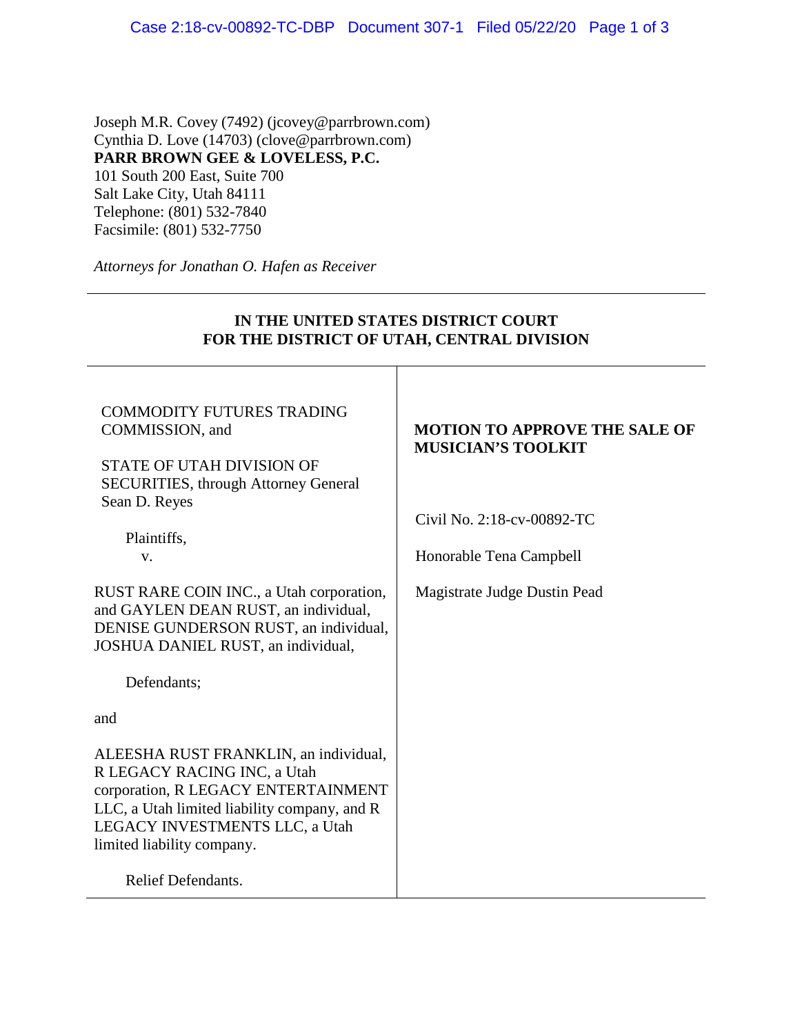Joseph M.R. Covey (7492) (jcovey@parrbrown.com)
Cynthia D. Love (14703) (clove@parrbrown.com)
**PARR BROWN GEE & LOVELESS, P.C.**
101 South 200 East, Suite 700
Salt Lake City, Utah 84111
Telephone: (801) 532-7840
Facsimile: (801) 532-7750

*Attorneys for Jonathan O. Hafen as Receiver*

**IN THE UNITED STATES DISTRICT COURT**
**FOR THE DISTRICT OF UTAH, CENTRAL DIVISION**

| | |
|---|---|
| COMMODITY FUTURES TRADING COMMISSION, and<br><br>STATE OF UTAH DIVISION OF SECURITIES, through Attorney General Sean D. Reyes<br><br>Plaintiffs,<br>v.<br><br>RUST RARE COIN INC., a Utah corporation, and GAYLEN DEAN RUST, an individual, DENISE GUNDERSON RUST, an individual, JOSHUA DANIEL RUST, an individual,<br><br>Defendants;<br><br>and<br><br>ALEESHA RUST FRANKLIN, an individual, R LEGACY RACING INC, a Utah corporation, R LEGACY ENTERTAINMENT LLC, a Utah limited liability company, and R LEGACY INVESTMENTS LLC, a Utah limited liability company.<br><br>Relief Defendants. | **MOTION TO APPROVE THE SALE OF MUSICIAN'S TOOLKIT**<br><br>Civil No. 2:18-cv-00892-TC<br><br>Honorable Tena Campbell<br><br>Magistrate Judge Dustin Pead |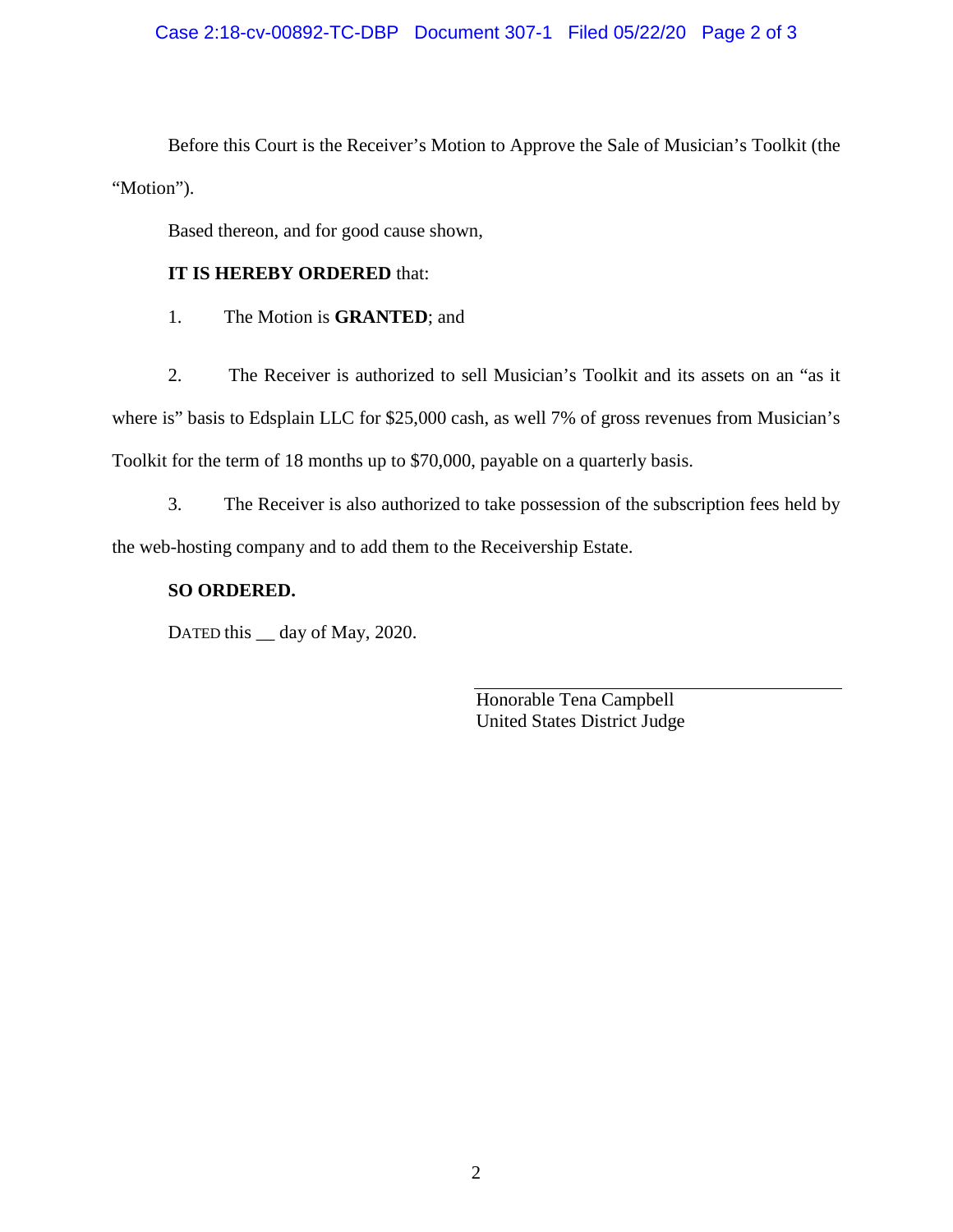Before this Court is the Receiver's Motion to Approve the Sale of Musician's Toolkit (the "Motion").

Based thereon, and for good cause shown,

**IT IS HEREBY ORDERED** that:

1. The Motion is **GRANTED**; and

2. The Receiver is authorized to sell Musician's Toolkit and its assets on an "as it where is" basis to Edsplain LLC for $25,000 cash, as well 7% of gross revenues from Musician's Toolkit for the term of 18 months up to $70,000, payable on a quarterly basis.

3. The Receiver is also authorized to take possession of the subscription fees held by the web-hosting company and to add them to the Receivership Estate.

**SO ORDERED.**

DATED this __ day of May, 2020.

Honorable Tena Campbell
United States District Judge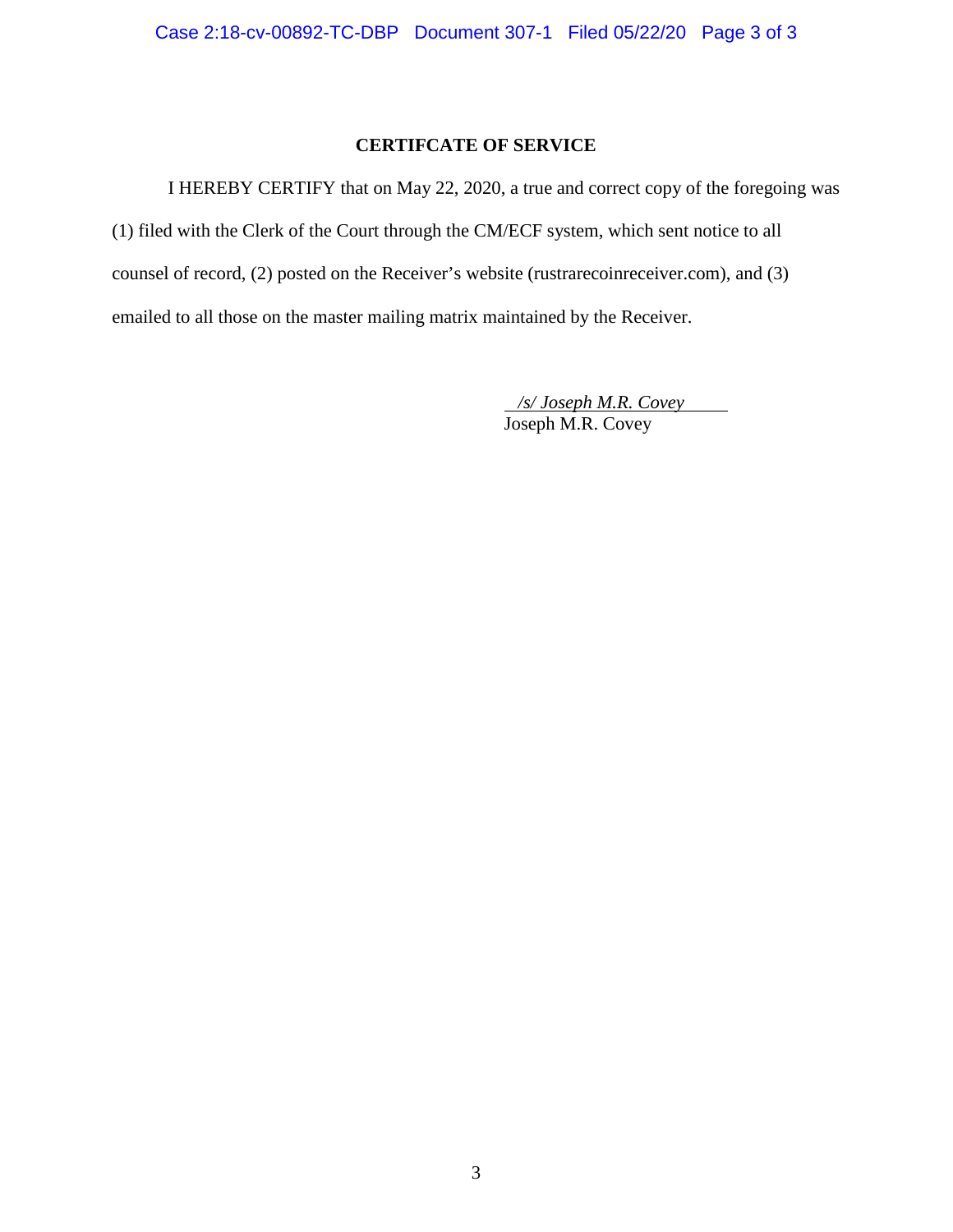## CERTIFCATE OF SERVICE

I HEREBY CERTIFY that on May 22, 2020, a true and correct copy of the foregoing was (1) filed with the Clerk of the Court through the CM/ECF system, which sent notice to all counsel of record, (2) posted on the Receiver's website (rustrarecoinreceiver.com), and (3) emailed to all those on the master mailing matrix maintained by the Receiver.

*/s/ Joseph M.R. Covey*
Joseph M.R. Covey